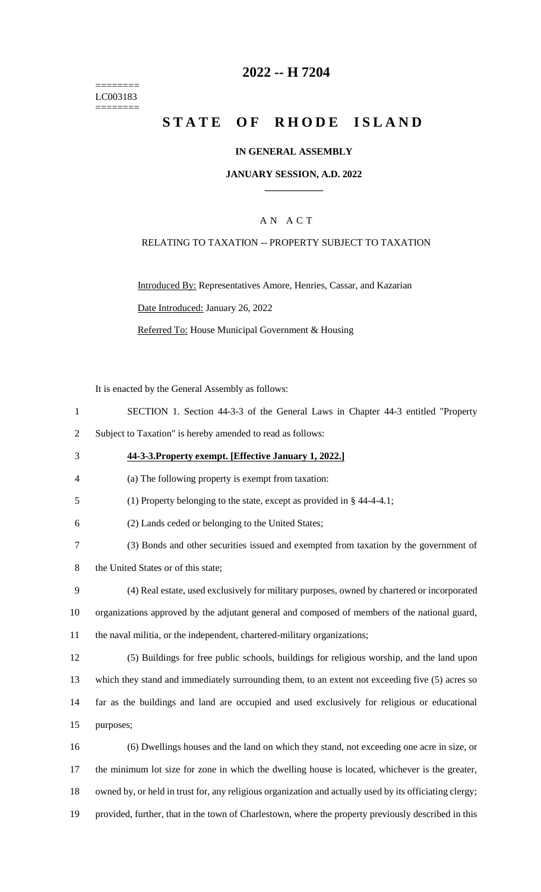========
LC003183
========

# 2022 -- H 7204

# STATE OF RHODE ISLAND

**IN GENERAL ASSEMBLY**

**JANUARY SESSION, A.D. 2022**

\_\_\_\_\_\_\_\_\_\_\_\_

A N A C T

RELATING TO TAXATION -- PROPERTY SUBJECT TO TAXATION

Introduced By: Representatives Amore, Henries, Cassar, and Kazarian

Date Introduced: January 26, 2022

Referred To: House Municipal Government & Housing

It is enacted by the General Assembly as follows:

1 SECTION 1. Section 44-3-3 of the General Laws in Chapter 44-3 entitled "Property
2 Subject to Taxation" is hereby amended to read as follows:

3 **44-3-3.Property exempt. [Effective January 1, 2022.]**

4 (a) The following property is exempt from taxation:

5 (1) Property belonging to the state, except as provided in § 44-4-4.1;

6 (2) Lands ceded or belonging to the United States;

7 (3) Bonds and other securities issued and exempted from taxation by the government of
8 the United States or of this state;

9 (4) Real estate, used exclusively for military purposes, owned by chartered or incorporated
10 organizations approved by the adjutant general and composed of members of the national guard,
11 the naval militia, or the independent, chartered-military organizations;

12 (5) Buildings for free public schools, buildings for religious worship, and the land upon
13 which they stand and immediately surrounding them, to an extent not exceeding five (5) acres so
14 far as the buildings and land are occupied and used exclusively for religious or educational
15 purposes;

16 (6) Dwellings houses and the land on which they stand, not exceeding one acre in size, or
17 the minimum lot size for zone in which the dwelling house is located, whichever is the greater,
18 owned by, or held in trust for, any religious organization and actually used by its officiating clergy;
19 provided, further, that in the town of Charlestown, where the property previously described in this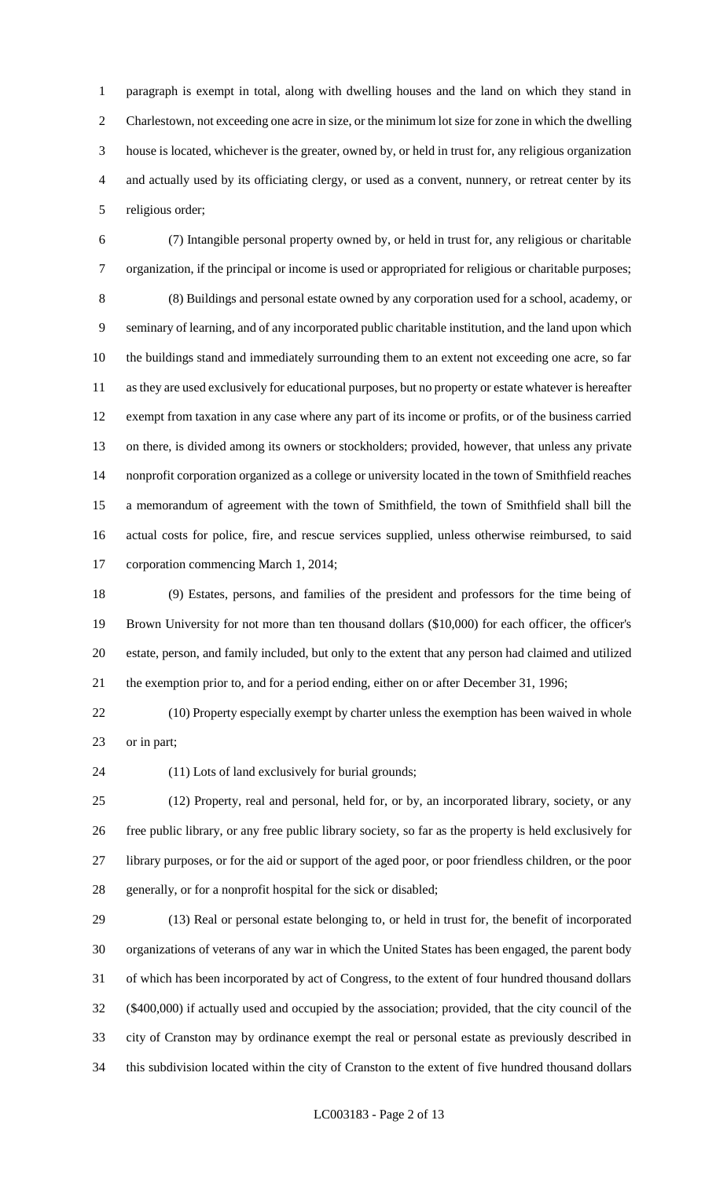paragraph is exempt in total, along with dwelling houses and the land on which they stand in Charlestown, not exceeding one acre in size, or the minimum lot size for zone in which the dwelling house is located, whichever is the greater, owned by, or held in trust for, any religious organization and actually used by its officiating clergy, or used as a convent, nunnery, or retreat center by its religious order;

(7) Intangible personal property owned by, or held in trust for, any religious or charitable organization, if the principal or income is used or appropriated for religious or charitable purposes;

(8) Buildings and personal estate owned by any corporation used for a school, academy, or seminary of learning, and of any incorporated public charitable institution, and the land upon which the buildings stand and immediately surrounding them to an extent not exceeding one acre, so far as they are used exclusively for educational purposes, but no property or estate whatever is hereafter exempt from taxation in any case where any part of its income or profits, or of the business carried on there, is divided among its owners or stockholders; provided, however, that unless any private nonprofit corporation organized as a college or university located in the town of Smithfield reaches a memorandum of agreement with the town of Smithfield, the town of Smithfield shall bill the actual costs for police, fire, and rescue services supplied, unless otherwise reimbursed, to said corporation commencing March 1, 2014;

(9) Estates, persons, and families of the president and professors for the time being of Brown University for not more than ten thousand dollars ($10,000) for each officer, the officer's estate, person, and family included, but only to the extent that any person had claimed and utilized the exemption prior to, and for a period ending, either on or after December 31, 1996;

(10) Property especially exempt by charter unless the exemption has been waived in whole or in part;

(11) Lots of land exclusively for burial grounds;

(12) Property, real and personal, held for, or by, an incorporated library, society, or any free public library, or any free public library society, so far as the property is held exclusively for library purposes, or for the aid or support of the aged poor, or poor friendless children, or the poor generally, or for a nonprofit hospital for the sick or disabled;

(13) Real or personal estate belonging to, or held in trust for, the benefit of incorporated organizations of veterans of any war in which the United States has been engaged, the parent body of which has been incorporated by act of Congress, to the extent of four hundred thousand dollars ($400,000) if actually used and occupied by the association; provided, that the city council of the city of Cranston may by ordinance exempt the real or personal estate as previously described in this subdivision located within the city of Cranston to the extent of five hundred thousand dollars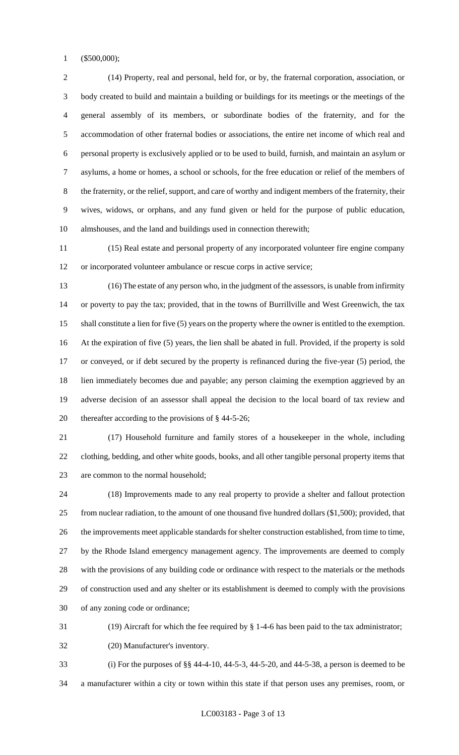($500,000);

(14) Property, real and personal, held for, or by, the fraternal corporation, association, or body created to build and maintain a building or buildings for its meetings or the meetings of the general assembly of its members, or subordinate bodies of the fraternity, and for the accommodation of other fraternal bodies or associations, the entire net income of which real and personal property is exclusively applied or to be used to build, furnish, and maintain an asylum or asylums, a home or homes, a school or schools, for the free education or relief of the members of the fraternity, or the relief, support, and care of worthy and indigent members of the fraternity, their wives, widows, or orphans, and any fund given or held for the purpose of public education, almshouses, and the land and buildings used in connection therewith;

(15) Real estate and personal property of any incorporated volunteer fire engine company or incorporated volunteer ambulance or rescue corps in active service;

(16) The estate of any person who, in the judgment of the assessors, is unable from infirmity or poverty to pay the tax; provided, that in the towns of Burrillville and West Greenwich, the tax shall constitute a lien for five (5) years on the property where the owner is entitled to the exemption. At the expiration of five (5) years, the lien shall be abated in full. Provided, if the property is sold or conveyed, or if debt secured by the property is refinanced during the five-year (5) period, the lien immediately becomes due and payable; any person claiming the exemption aggrieved by an adverse decision of an assessor shall appeal the decision to the local board of tax review and thereafter according to the provisions of § 44-5-26;

(17) Household furniture and family stores of a housekeeper in the whole, including clothing, bedding, and other white goods, books, and all other tangible personal property items that are common to the normal household;

(18) Improvements made to any real property to provide a shelter and fallout protection from nuclear radiation, to the amount of one thousand five hundred dollars ($1,500); provided, that the improvements meet applicable standards for shelter construction established, from time to time, by the Rhode Island emergency management agency. The improvements are deemed to comply with the provisions of any building code or ordinance with respect to the materials or the methods of construction used and any shelter or its establishment is deemed to comply with the provisions of any zoning code or ordinance;

(19) Aircraft for which the fee required by § 1-4-6 has been paid to the tax administrator;

(20) Manufacturer's inventory.

(i) For the purposes of §§ 44-4-10, 44-5-3, 44-5-20, and 44-5-38, a person is deemed to be a manufacturer within a city or town within this state if that person uses any premises, room, or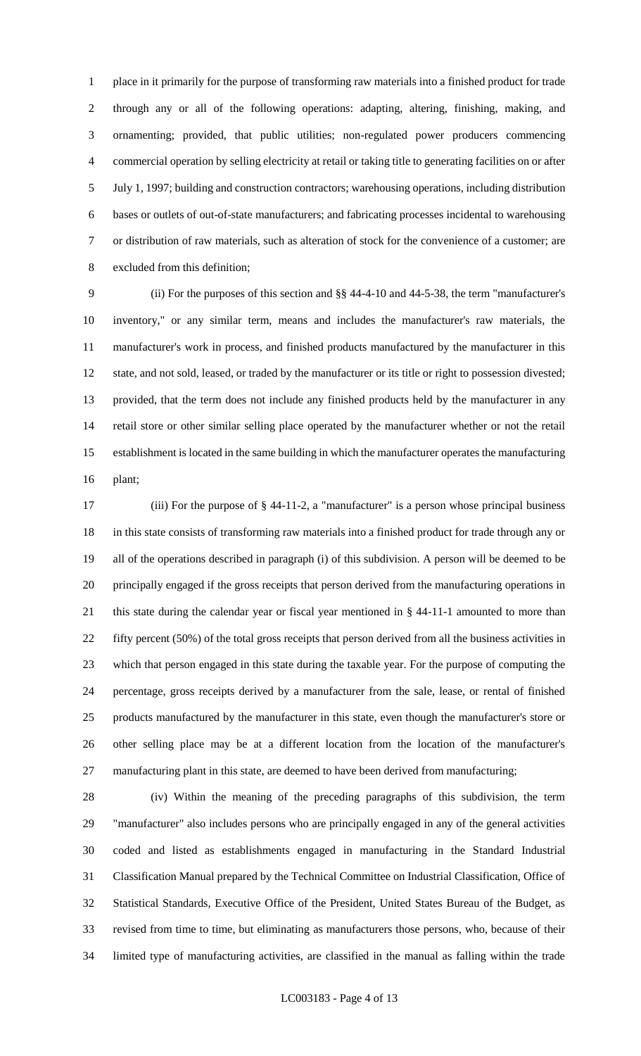place in it primarily for the purpose of transforming raw materials into a finished product for trade through any or all of the following operations: adapting, altering, finishing, making, and ornamenting; provided, that public utilities; non-regulated power producers commencing commercial operation by selling electricity at retail or taking title to generating facilities on or after July 1, 1997; building and construction contractors; warehousing operations, including distribution bases or outlets of out-of-state manufacturers; and fabricating processes incidental to warehousing or distribution of raw materials, such as alteration of stock for the convenience of a customer; are excluded from this definition;

(ii) For the purposes of this section and §§ 44-4-10 and 44-5-38, the term "manufacturer's inventory," or any similar term, means and includes the manufacturer's raw materials, the manufacturer's work in process, and finished products manufactured by the manufacturer in this state, and not sold, leased, or traded by the manufacturer or its title or right to possession divested; provided, that the term does not include any finished products held by the manufacturer in any retail store or other similar selling place operated by the manufacturer whether or not the retail establishment is located in the same building in which the manufacturer operates the manufacturing plant;

(iii) For the purpose of § 44-11-2, a "manufacturer" is a person whose principal business in this state consists of transforming raw materials into a finished product for trade through any or all of the operations described in paragraph (i) of this subdivision. A person will be deemed to be principally engaged if the gross receipts that person derived from the manufacturing operations in this state during the calendar year or fiscal year mentioned in § 44-11-1 amounted to more than fifty percent (50%) of the total gross receipts that person derived from all the business activities in which that person engaged in this state during the taxable year. For the purpose of computing the percentage, gross receipts derived by a manufacturer from the sale, lease, or rental of finished products manufactured by the manufacturer in this state, even though the manufacturer's store or other selling place may be at a different location from the location of the manufacturer's manufacturing plant in this state, are deemed to have been derived from manufacturing;

(iv) Within the meaning of the preceding paragraphs of this subdivision, the term "manufacturer" also includes persons who are principally engaged in any of the general activities coded and listed as establishments engaged in manufacturing in the Standard Industrial Classification Manual prepared by the Technical Committee on Industrial Classification, Office of Statistical Standards, Executive Office of the President, United States Bureau of the Budget, as revised from time to time, but eliminating as manufacturers those persons, who, because of their limited type of manufacturing activities, are classified in the manual as falling within the trade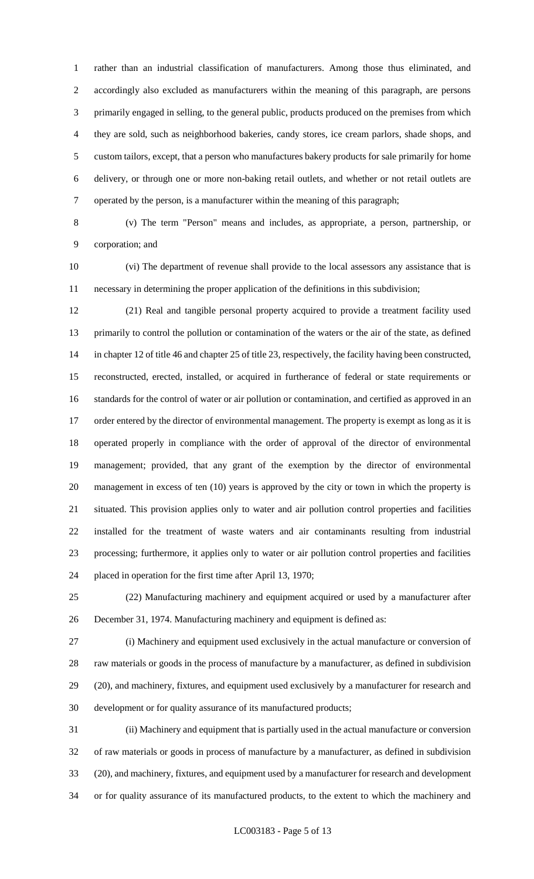rather than an industrial classification of manufacturers. Among those thus eliminated, and accordingly also excluded as manufacturers within the meaning of this paragraph, are persons primarily engaged in selling, to the general public, products produced on the premises from which they are sold, such as neighborhood bakeries, candy stores, ice cream parlors, shade shops, and custom tailors, except, that a person who manufactures bakery products for sale primarily for home delivery, or through one or more non-baking retail outlets, and whether or not retail outlets are operated by the person, is a manufacturer within the meaning of this paragraph;

(v) The term "Person" means and includes, as appropriate, a person, partnership, or corporation; and

(vi) The department of revenue shall provide to the local assessors any assistance that is necessary in determining the proper application of the definitions in this subdivision;

(21) Real and tangible personal property acquired to provide a treatment facility used primarily to control the pollution or contamination of the waters or the air of the state, as defined in chapter 12 of title 46 and chapter 25 of title 23, respectively, the facility having been constructed, reconstructed, erected, installed, or acquired in furtherance of federal or state requirements or standards for the control of water or air pollution or contamination, and certified as approved in an order entered by the director of environmental management. The property is exempt as long as it is operated properly in compliance with the order of approval of the director of environmental management; provided, that any grant of the exemption by the director of environmental management in excess of ten (10) years is approved by the city or town in which the property is situated. This provision applies only to water and air pollution control properties and facilities installed for the treatment of waste waters and air contaminants resulting from industrial processing; furthermore, it applies only to water or air pollution control properties and facilities placed in operation for the first time after April 13, 1970;

(22) Manufacturing machinery and equipment acquired or used by a manufacturer after December 31, 1974. Manufacturing machinery and equipment is defined as:

(i) Machinery and equipment used exclusively in the actual manufacture or conversion of raw materials or goods in the process of manufacture by a manufacturer, as defined in subdivision (20), and machinery, fixtures, and equipment used exclusively by a manufacturer for research and development or for quality assurance of its manufactured products;

(ii) Machinery and equipment that is partially used in the actual manufacture or conversion of raw materials or goods in process of manufacture by a manufacturer, as defined in subdivision (20), and machinery, fixtures, and equipment used by a manufacturer for research and development or for quality assurance of its manufactured products, to the extent to which the machinery and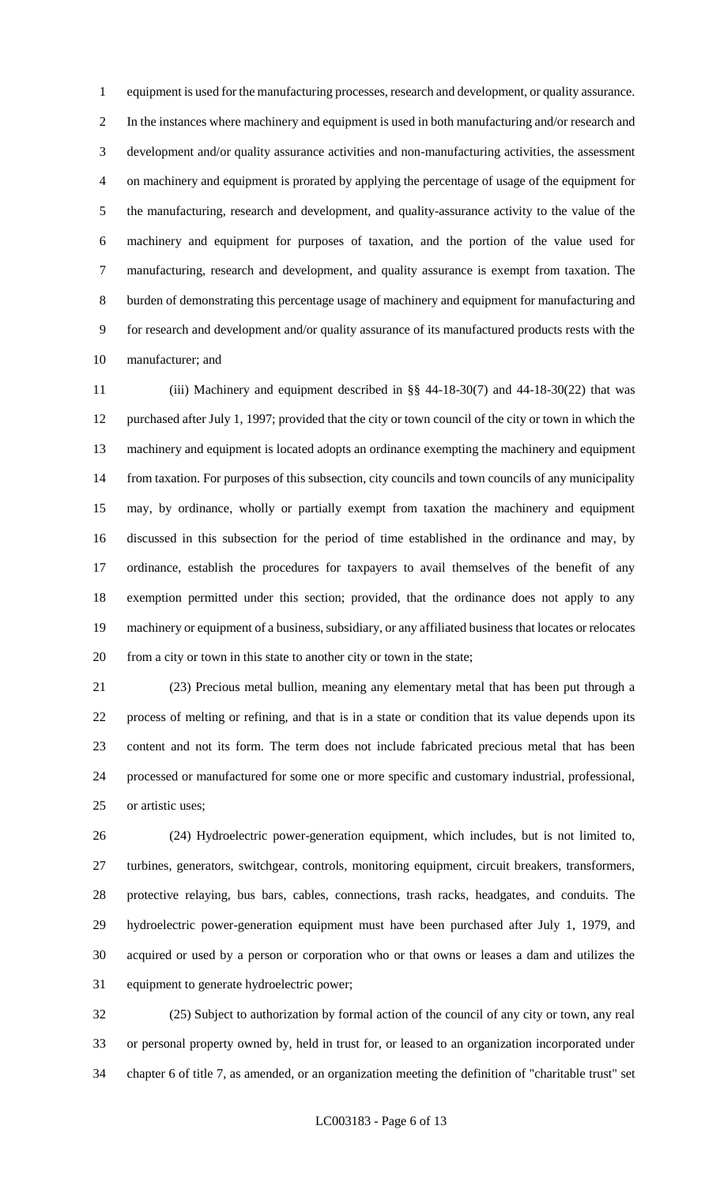equipment is used for the manufacturing processes, research and development, or quality assurance. In the instances where machinery and equipment is used in both manufacturing and/or research and development and/or quality assurance activities and non-manufacturing activities, the assessment on machinery and equipment is prorated by applying the percentage of usage of the equipment for the manufacturing, research and development, and quality-assurance activity to the value of the machinery and equipment for purposes of taxation, and the portion of the value used for manufacturing, research and development, and quality assurance is exempt from taxation. The burden of demonstrating this percentage usage of machinery and equipment for manufacturing and for research and development and/or quality assurance of its manufactured products rests with the manufacturer; and

(iii) Machinery and equipment described in §§ 44-18-30(7) and 44-18-30(22) that was purchased after July 1, 1997; provided that the city or town council of the city or town in which the machinery and equipment is located adopts an ordinance exempting the machinery and equipment from taxation. For purposes of this subsection, city councils and town councils of any municipality may, by ordinance, wholly or partially exempt from taxation the machinery and equipment discussed in this subsection for the period of time established in the ordinance and may, by ordinance, establish the procedures for taxpayers to avail themselves of the benefit of any exemption permitted under this section; provided, that the ordinance does not apply to any machinery or equipment of a business, subsidiary, or any affiliated business that locates or relocates from a city or town in this state to another city or town in the state;

(23) Precious metal bullion, meaning any elementary metal that has been put through a process of melting or refining, and that is in a state or condition that its value depends upon its content and not its form. The term does not include fabricated precious metal that has been processed or manufactured for some one or more specific and customary industrial, professional, or artistic uses;

(24) Hydroelectric power-generation equipment, which includes, but is not limited to, turbines, generators, switchgear, controls, monitoring equipment, circuit breakers, transformers, protective relaying, bus bars, cables, connections, trash racks, headgates, and conduits. The hydroelectric power-generation equipment must have been purchased after July 1, 1979, and acquired or used by a person or corporation who or that owns or leases a dam and utilizes the equipment to generate hydroelectric power;

(25) Subject to authorization by formal action of the council of any city or town, any real or personal property owned by, held in trust for, or leased to an organization incorporated under chapter 6 of title 7, as amended, or an organization meeting the definition of "charitable trust" set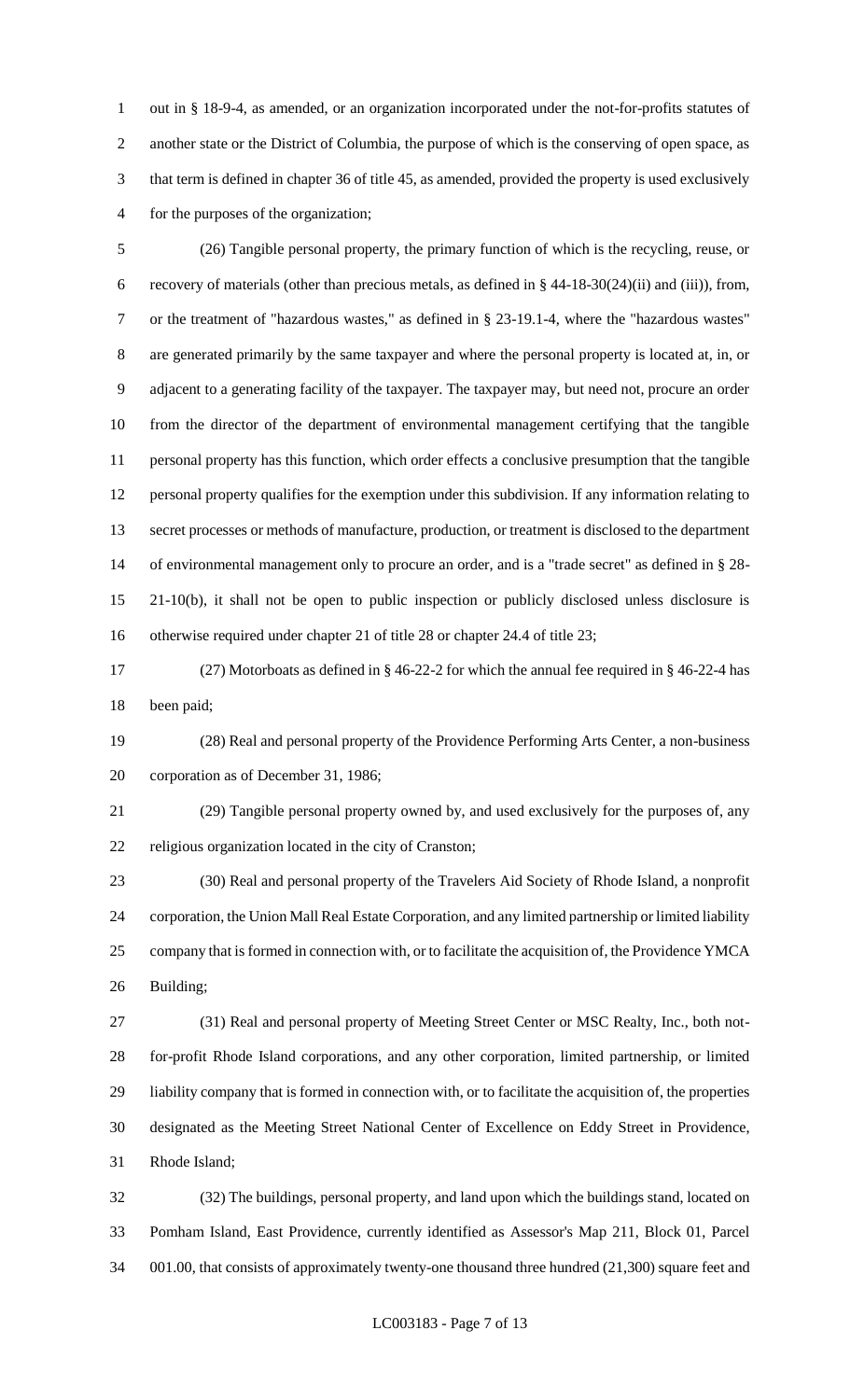out in § 18-9-4, as amended, or an organization incorporated under the not-for-profits statutes of another state or the District of Columbia, the purpose of which is the conserving of open space, as that term is defined in chapter 36 of title 45, as amended, provided the property is used exclusively for the purposes of the organization;

(26) Tangible personal property, the primary function of which is the recycling, reuse, or recovery of materials (other than precious metals, as defined in § 44-18-30(24)(ii) and (iii)), from, or the treatment of "hazardous wastes," as defined in § 23-19.1-4, where the "hazardous wastes" are generated primarily by the same taxpayer and where the personal property is located at, in, or adjacent to a generating facility of the taxpayer. The taxpayer may, but need not, procure an order from the director of the department of environmental management certifying that the tangible personal property has this function, which order effects a conclusive presumption that the tangible personal property qualifies for the exemption under this subdivision. If any information relating to secret processes or methods of manufacture, production, or treatment is disclosed to the department of environmental management only to procure an order, and is a "trade secret" as defined in § 28-21-10(b), it shall not be open to public inspection or publicly disclosed unless disclosure is otherwise required under chapter 21 of title 28 or chapter 24.4 of title 23;

(27) Motorboats as defined in § 46-22-2 for which the annual fee required in § 46-22-4 has been paid;

(28) Real and personal property of the Providence Performing Arts Center, a non-business corporation as of December 31, 1986;

(29) Tangible personal property owned by, and used exclusively for the purposes of, any religious organization located in the city of Cranston;

(30) Real and personal property of the Travelers Aid Society of Rhode Island, a nonprofit corporation, the Union Mall Real Estate Corporation, and any limited partnership or limited liability company that is formed in connection with, or to facilitate the acquisition of, the Providence YMCA Building;

(31) Real and personal property of Meeting Street Center or MSC Realty, Inc., both not-for-profit Rhode Island corporations, and any other corporation, limited partnership, or limited liability company that is formed in connection with, or to facilitate the acquisition of, the properties designated as the Meeting Street National Center of Excellence on Eddy Street in Providence, Rhode Island;

(32) The buildings, personal property, and land upon which the buildings stand, located on Pomham Island, East Providence, currently identified as Assessor's Map 211, Block 01, Parcel 001.00, that consists of approximately twenty-one thousand three hundred (21,300) square feet and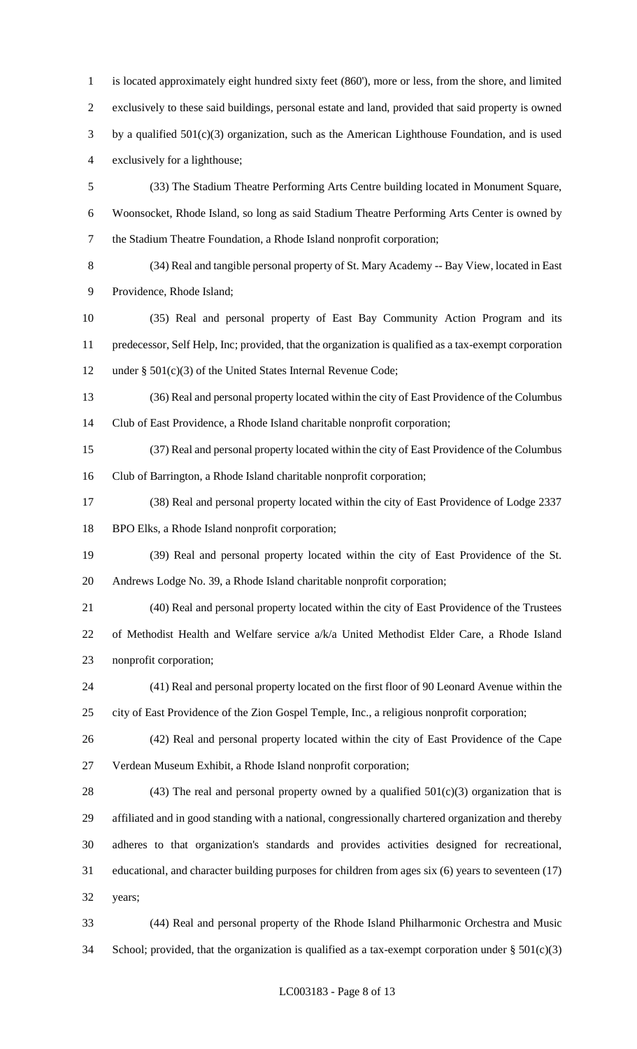is located approximately eight hundred sixty feet (860'), more or less, from the shore, and limited exclusively to these said buildings, personal estate and land, provided that said property is owned by a qualified 501(c)(3) organization, such as the American Lighthouse Foundation, and is used exclusively for a lighthouse;

(33) The Stadium Theatre Performing Arts Centre building located in Monument Square, Woonsocket, Rhode Island, so long as said Stadium Theatre Performing Arts Center is owned by the Stadium Theatre Foundation, a Rhode Island nonprofit corporation;

(34) Real and tangible personal property of St. Mary Academy -- Bay View, located in East Providence, Rhode Island;

(35) Real and personal property of East Bay Community Action Program and its predecessor, Self Help, Inc; provided, that the organization is qualified as a tax-exempt corporation under § 501(c)(3) of the United States Internal Revenue Code;

(36) Real and personal property located within the city of East Providence of the Columbus Club of East Providence, a Rhode Island charitable nonprofit corporation;

(37) Real and personal property located within the city of East Providence of the Columbus Club of Barrington, a Rhode Island charitable nonprofit corporation;

(38) Real and personal property located within the city of East Providence of Lodge 2337 BPO Elks, a Rhode Island nonprofit corporation;

(39) Real and personal property located within the city of East Providence of the St. Andrews Lodge No. 39, a Rhode Island charitable nonprofit corporation;

(40) Real and personal property located within the city of East Providence of the Trustees of Methodist Health and Welfare service a/k/a United Methodist Elder Care, a Rhode Island nonprofit corporation;

(41) Real and personal property located on the first floor of 90 Leonard Avenue within the city of East Providence of the Zion Gospel Temple, Inc., a religious nonprofit corporation;

(42) Real and personal property located within the city of East Providence of the Cape Verdean Museum Exhibit, a Rhode Island nonprofit corporation;

(43) The real and personal property owned by a qualified 501(c)(3) organization that is affiliated and in good standing with a national, congressionally chartered organization and thereby adheres to that organization's standards and provides activities designed for recreational, educational, and character building purposes for children from ages six (6) years to seventeen (17) years;

(44) Real and personal property of the Rhode Island Philharmonic Orchestra and Music School; provided, that the organization is qualified as a tax-exempt corporation under § 501(c)(3)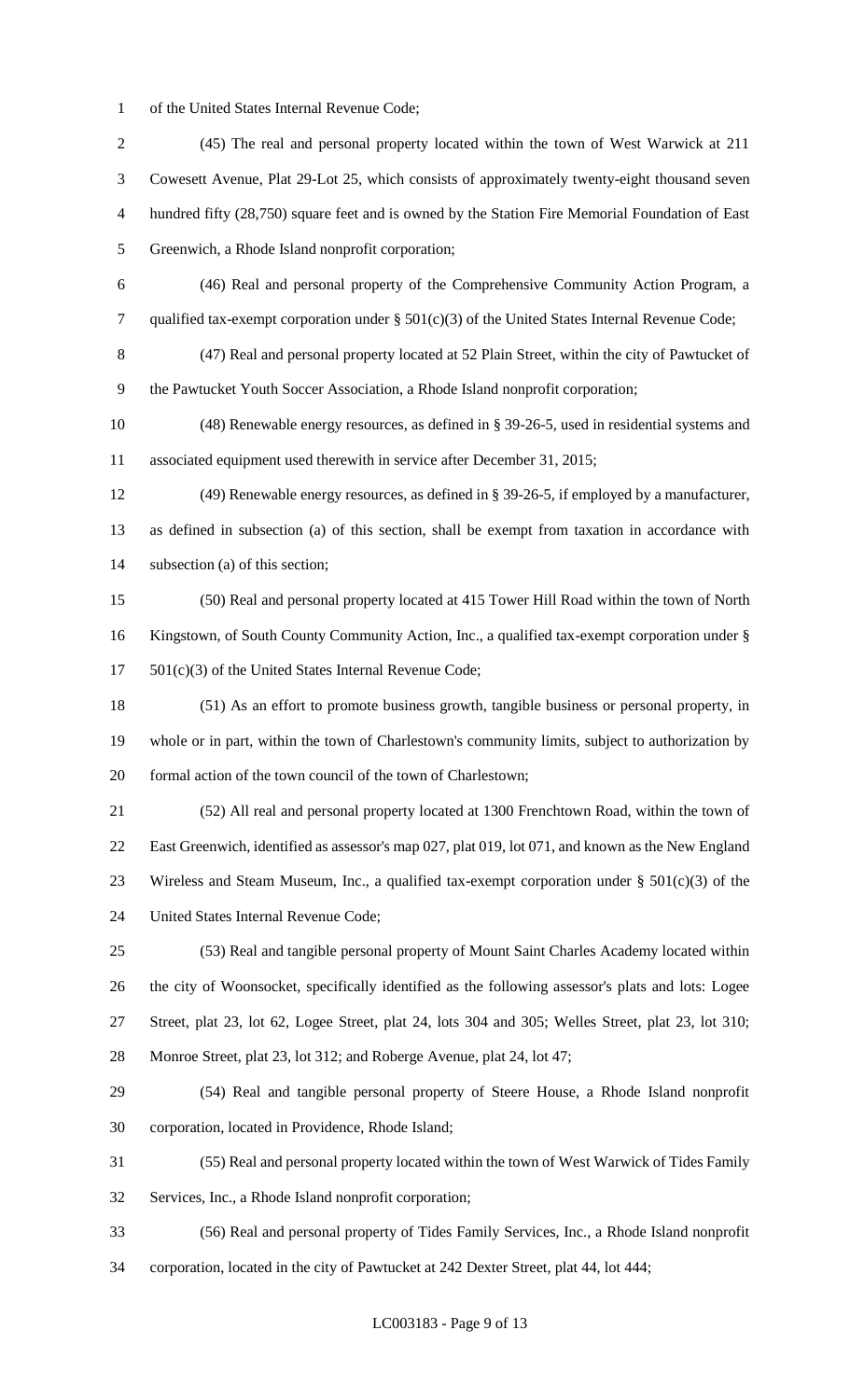of the United States Internal Revenue Code;

(45) The real and personal property located within the town of West Warwick at 211 Cowesett Avenue, Plat 29-Lot 25, which consists of approximately twenty-eight thousand seven hundred fifty (28,750) square feet and is owned by the Station Fire Memorial Foundation of East Greenwich, a Rhode Island nonprofit corporation;

(46) Real and personal property of the Comprehensive Community Action Program, a qualified tax-exempt corporation under § 501(c)(3) of the United States Internal Revenue Code;

(47) Real and personal property located at 52 Plain Street, within the city of Pawtucket of the Pawtucket Youth Soccer Association, a Rhode Island nonprofit corporation;

(48) Renewable energy resources, as defined in § 39-26-5, used in residential systems and associated equipment used therewith in service after December 31, 2015;

(49) Renewable energy resources, as defined in § 39-26-5, if employed by a manufacturer, as defined in subsection (a) of this section, shall be exempt from taxation in accordance with subsection (a) of this section;

(50) Real and personal property located at 415 Tower Hill Road within the town of North Kingstown, of South County Community Action, Inc., a qualified tax-exempt corporation under § 501(c)(3) of the United States Internal Revenue Code;

(51) As an effort to promote business growth, tangible business or personal property, in whole or in part, within the town of Charlestown's community limits, subject to authorization by formal action of the town council of the town of Charlestown;

(52) All real and personal property located at 1300 Frenchtown Road, within the town of East Greenwich, identified as assessor's map 027, plat 019, lot 071, and known as the New England Wireless and Steam Museum, Inc., a qualified tax-exempt corporation under § 501(c)(3) of the United States Internal Revenue Code;

(53) Real and tangible personal property of Mount Saint Charles Academy located within the city of Woonsocket, specifically identified as the following assessor's plats and lots: Logee Street, plat 23, lot 62, Logee Street, plat 24, lots 304 and 305; Welles Street, plat 23, lot 310; Monroe Street, plat 23, lot 312; and Roberge Avenue, plat 24, lot 47;

(54) Real and tangible personal property of Steere House, a Rhode Island nonprofit corporation, located in Providence, Rhode Island;

(55) Real and personal property located within the town of West Warwick of Tides Family Services, Inc., a Rhode Island nonprofit corporation;

(56) Real and personal property of Tides Family Services, Inc., a Rhode Island nonprofit corporation, located in the city of Pawtucket at 242 Dexter Street, plat 44, lot 444;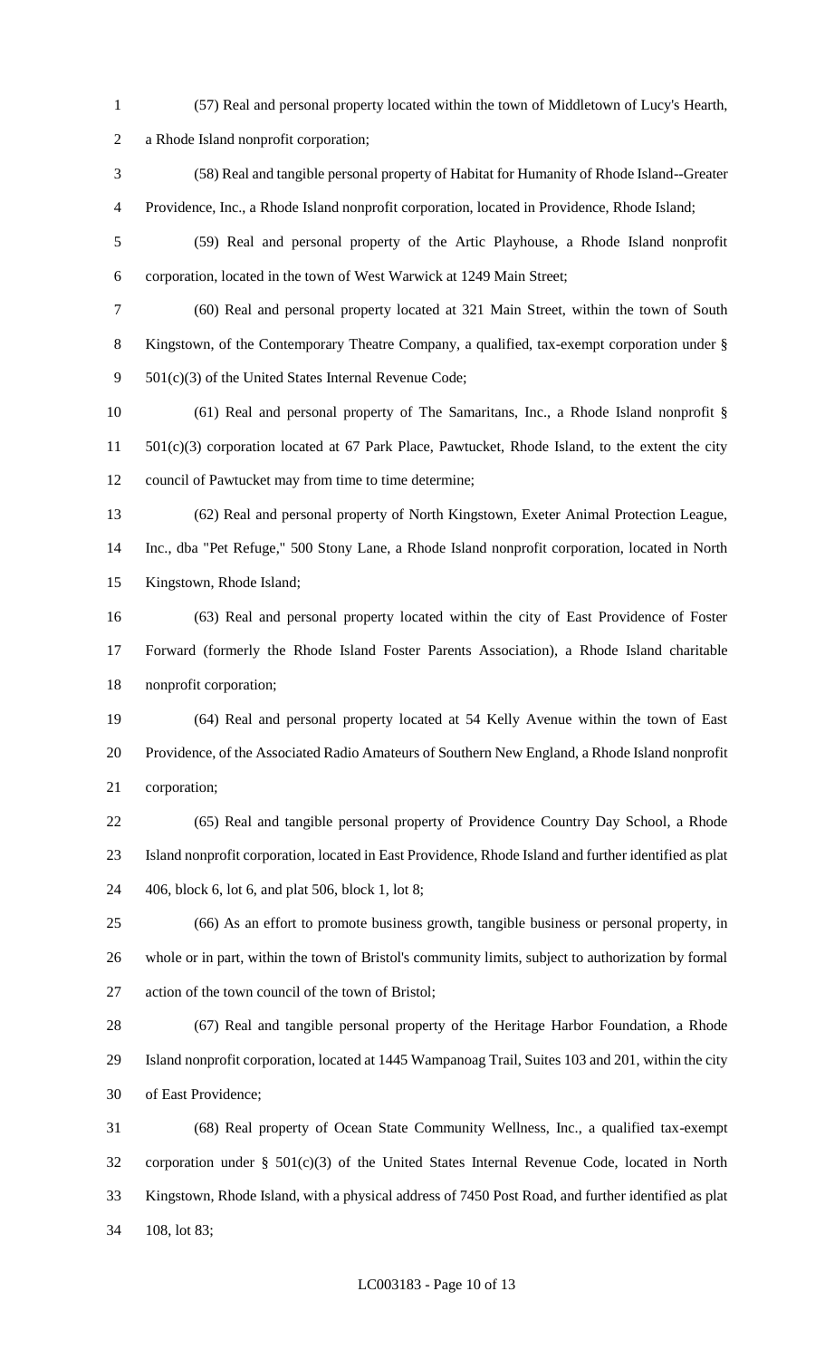(57) Real and personal property located within the town of Middletown of Lucy's Hearth, a Rhode Island nonprofit corporation;

(58) Real and tangible personal property of Habitat for Humanity of Rhode Island--Greater Providence, Inc., a Rhode Island nonprofit corporation, located in Providence, Rhode Island;

(59) Real and personal property of the Artic Playhouse, a Rhode Island nonprofit corporation, located in the town of West Warwick at 1249 Main Street;

(60) Real and personal property located at 321 Main Street, within the town of South Kingstown, of the Contemporary Theatre Company, a qualified, tax-exempt corporation under § 501(c)(3) of the United States Internal Revenue Code;

(61) Real and personal property of The Samaritans, Inc., a Rhode Island nonprofit § 501(c)(3) corporation located at 67 Park Place, Pawtucket, Rhode Island, to the extent the city council of Pawtucket may from time to time determine;

(62) Real and personal property of North Kingstown, Exeter Animal Protection League, Inc., dba "Pet Refuge," 500 Stony Lane, a Rhode Island nonprofit corporation, located in North Kingstown, Rhode Island;

(63) Real and personal property located within the city of East Providence of Foster Forward (formerly the Rhode Island Foster Parents Association), a Rhode Island charitable nonprofit corporation;

(64) Real and personal property located at 54 Kelly Avenue within the town of East Providence, of the Associated Radio Amateurs of Southern New England, a Rhode Island nonprofit corporation;

(65) Real and tangible personal property of Providence Country Day School, a Rhode Island nonprofit corporation, located in East Providence, Rhode Island and further identified as plat 406, block 6, lot 6, and plat 506, block 1, lot 8;

(66) As an effort to promote business growth, tangible business or personal property, in whole or in part, within the town of Bristol's community limits, subject to authorization by formal action of the town council of the town of Bristol;

(67) Real and tangible personal property of the Heritage Harbor Foundation, a Rhode Island nonprofit corporation, located at 1445 Wampanoag Trail, Suites 103 and 201, within the city of East Providence;

(68) Real property of Ocean State Community Wellness, Inc., a qualified tax-exempt corporation under § 501(c)(3) of the United States Internal Revenue Code, located in North Kingstown, Rhode Island, with a physical address of 7450 Post Road, and further identified as plat 108, lot 83;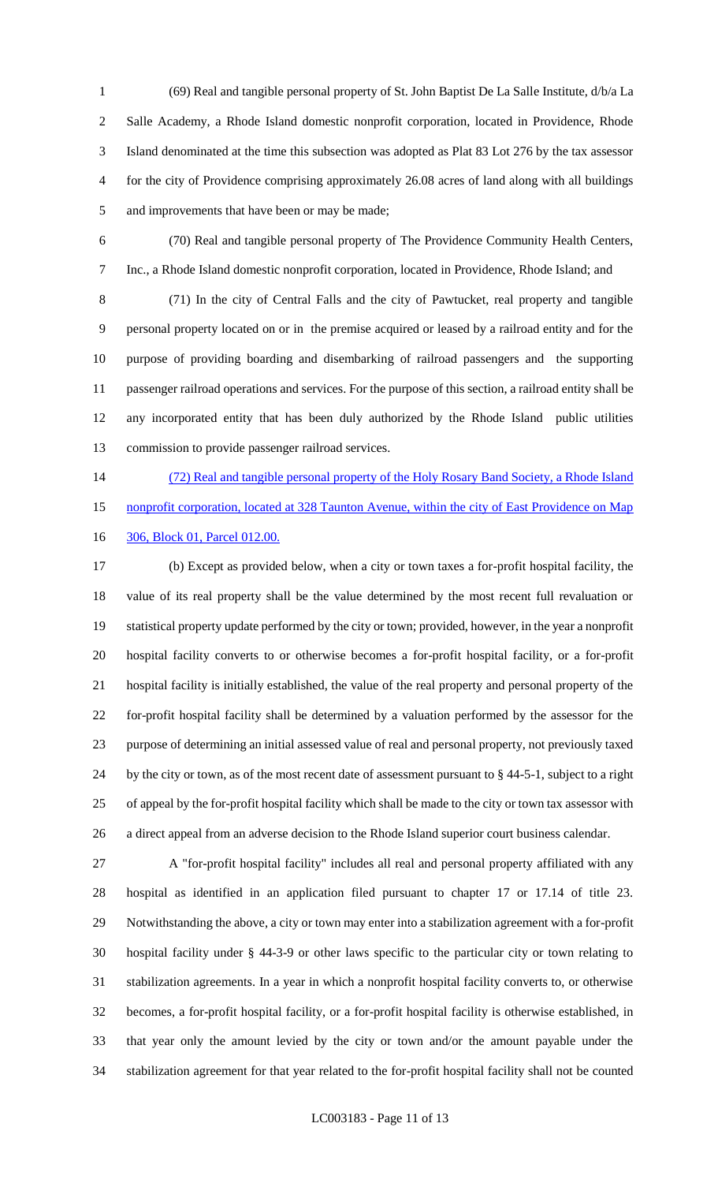(69) Real and tangible personal property of St. John Baptist De La Salle Institute, d/b/a La Salle Academy, a Rhode Island domestic nonprofit corporation, located in Providence, Rhode Island denominated at the time this subsection was adopted as Plat 83 Lot 276 by the tax assessor for the city of Providence comprising approximately 26.08 acres of land along with all buildings and improvements that have been or may be made;

(70) Real and tangible personal property of The Providence Community Health Centers, Inc., a Rhode Island domestic nonprofit corporation, located in Providence, Rhode Island; and

(71) In the city of Central Falls and the city of Pawtucket, real property and tangible personal property located on or in the premise acquired or leased by a railroad entity and for the purpose of providing boarding and disembarking of railroad passengers and the supporting passenger railroad operations and services. For the purpose of this section, a railroad entity shall be any incorporated entity that has been duly authorized by the Rhode Island public utilities commission to provide passenger railroad services.

<u>(72) Real and tangible personal property of the Holy Rosary Band Society, a Rhode Island nonprofit corporation, located at 328 Taunton Avenue, within the city of East Providence on Map 306, Block 01, Parcel 012.00.</u>

(b) Except as provided below, when a city or town taxes a for-profit hospital facility, the value of its real property shall be the value determined by the most recent full revaluation or statistical property update performed by the city or town; provided, however, in the year a nonprofit hospital facility converts to or otherwise becomes a for-profit hospital facility, or a for-profit hospital facility is initially established, the value of the real property and personal property of the for-profit hospital facility shall be determined by a valuation performed by the assessor for the purpose of determining an initial assessed value of real and personal property, not previously taxed by the city or town, as of the most recent date of assessment pursuant to § 44-5-1, subject to a right of appeal by the for-profit hospital facility which shall be made to the city or town tax assessor with a direct appeal from an adverse decision to the Rhode Island superior court business calendar.

A "for-profit hospital facility" includes all real and personal property affiliated with any hospital as identified in an application filed pursuant to chapter 17 or 17.14 of title 23. Notwithstanding the above, a city or town may enter into a stabilization agreement with a for-profit hospital facility under § 44-3-9 or other laws specific to the particular city or town relating to stabilization agreements. In a year in which a nonprofit hospital facility converts to, or otherwise becomes, a for-profit hospital facility, or a for-profit hospital facility is otherwise established, in that year only the amount levied by the city or town and/or the amount payable under the stabilization agreement for that year related to the for-profit hospital facility shall not be counted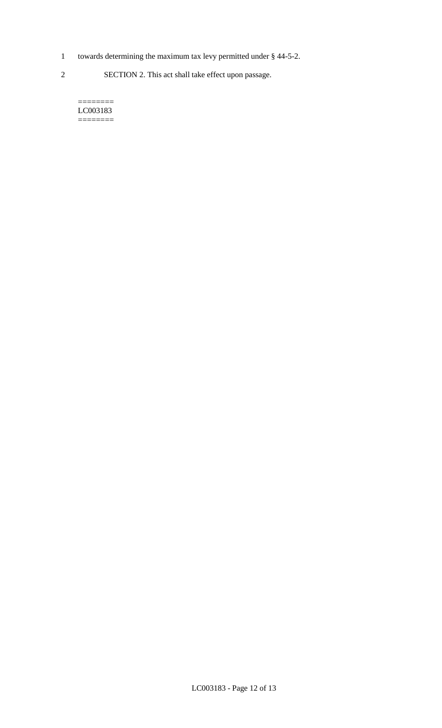towards determining the maximum tax levy permitted under § 44-5-2.

SECTION 2. This act shall take effect upon passage.

========
LC003183
========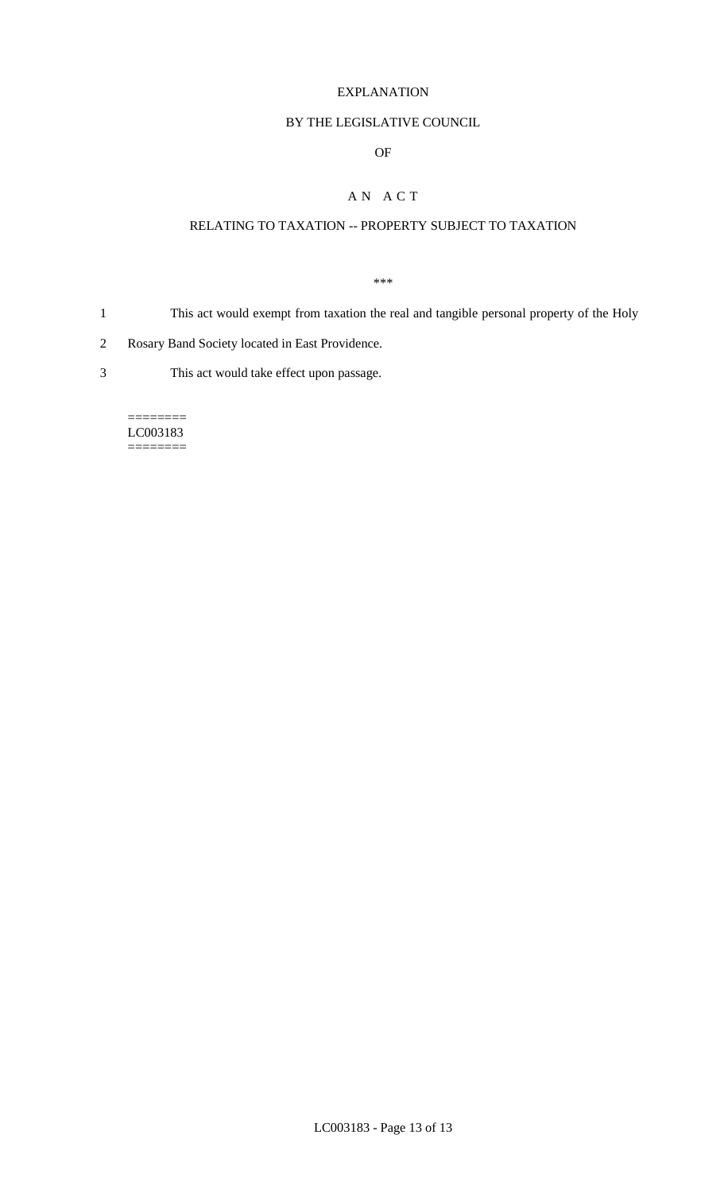EXPLANATION

BY THE LEGISLATIVE COUNCIL

OF

A N A C T

RELATING TO TAXATION -- PROPERTY SUBJECT TO TAXATION

\*\*\*

1 This act would exempt from taxation the real and tangible personal property of the Holy
2 Rosary Band Society located in East Providence.
3 This act would take effect upon passage.

========
LC003183
========